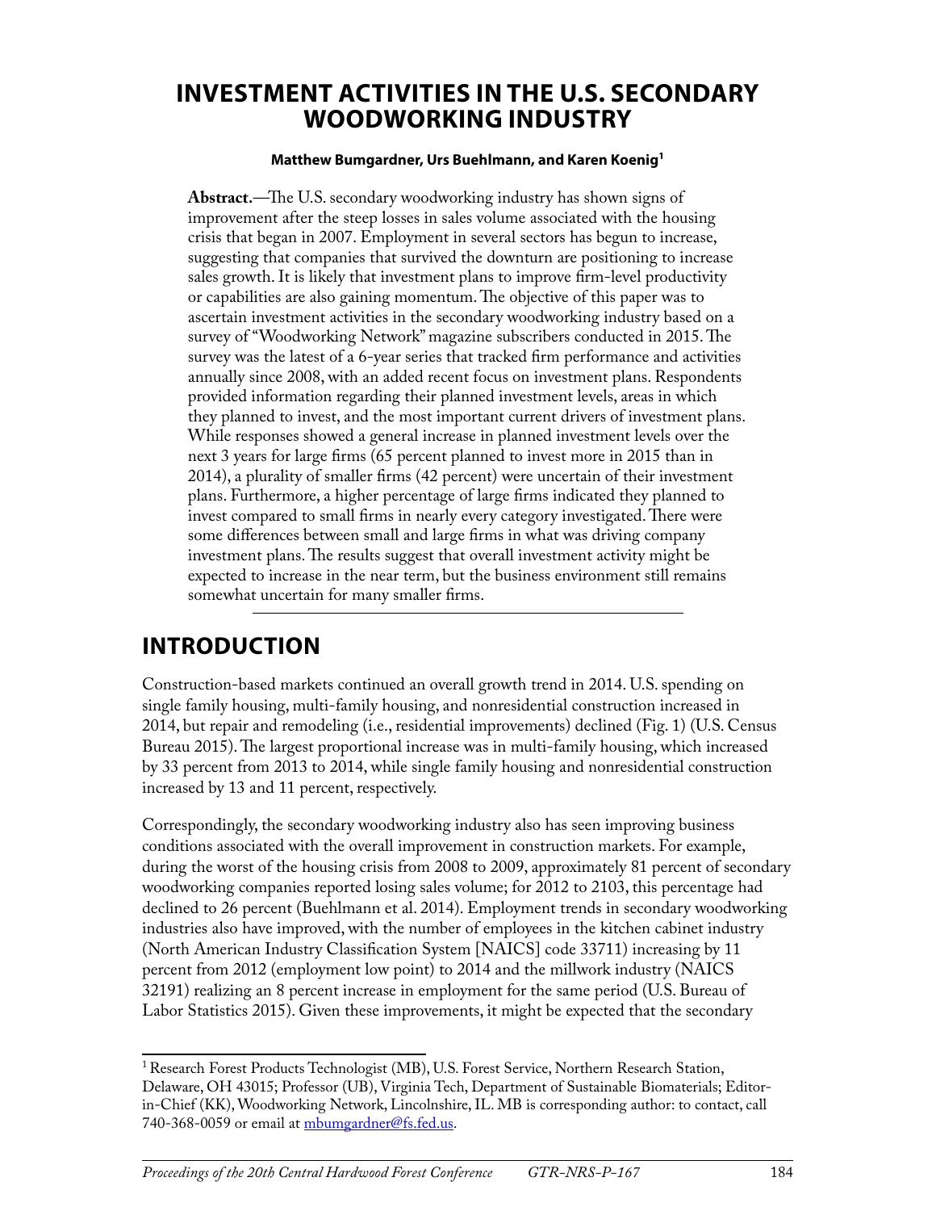# INVESTMENT ACTIVITIES IN THE U.S. SECONDARY WOODWORKING INDUSTRY

**Matthew Bumgardner, Urs Buehlmann, and Karen Koenig[1]**

**Abstract.**—The U.S. secondary woodworking industry has shown signs of improvement after the steep losses in sales volume associated with the housing crisis that began in 2007. Employment in several sectors has begun to increase, suggesting that companies that survived the downturn are positioning to increase sales growth. It is likely that investment plans to improve firm-level productivity or capabilities are also gaining momentum. The objective of this paper was to ascertain investment activities in the secondary woodworking industry based on a survey of "Woodworking Network" magazine subscribers conducted in 2015. The survey was the latest of a 6-year series that tracked firm performance and activities annually since 2008, with an added recent focus on investment plans. Respondents provided information regarding their planned investment levels, areas in which they planned to invest, and the most important current drivers of investment plans. While responses showed a general increase in planned investment levels over the next 3 years for large firms (65 percent planned to invest more in 2015 than in 2014), a plurality of smaller firms (42 percent) were uncertain of their investment plans. Furthermore, a higher percentage of large firms indicated they planned to invest compared to small firms in nearly every category investigated. There were some differences between small and large firms in what was driving company investment plans. The results suggest that overall investment activity might be expected to increase in the near term, but the business environment still remains somewhat uncertain for many smaller firms.

## INTRODUCTION

Construction-based markets continued an overall growth trend in 2014. U.S. spending on single family housing, multi-family housing, and nonresidential construction increased in 2014, but repair and remodeling (i.e., residential improvements) declined (Fig. 1) (U.S. Census Bureau 2015). The largest proportional increase was in multi-family housing, which increased by 33 percent from 2013 to 2014, while single family housing and nonresidential construction increased by 13 and 11 percent, respectively.

Correspondingly, the secondary woodworking industry also has seen improving business conditions associated with the overall improvement in construction markets. For example, during the worst of the housing crisis from 2008 to 2009, approximately 81 percent of secondary woodworking companies reported losing sales volume; for 2012 to 2103, this percentage had declined to 26 percent (Buehlmann et al. 2014). Employment trends in secondary woodworking industries also have improved, with the number of employees in the kitchen cabinet industry (North American Industry Classification System [NAICS] code 33711) increasing by 11 percent from 2012 (employment low point) to 2014 and the millwork industry (NAICS 32191) realizing an 8 percent increase in employment for the same period (U.S. Bureau of Labor Statistics 2015). Given these improvements, it might be expected that the secondary

---

[1] Research Forest Products Technologist (MB), U.S. Forest Service, Northern Research Station, Delaware, OH 43015; Professor (UB), Virginia Tech, Department of Sustainable Biomaterials; Editor-in-Chief (KK), Woodworking Network, Lincolnshire, IL. MB is corresponding author: to contact, call 740-368-0059 or email at mbumgardner@fs.fed.us.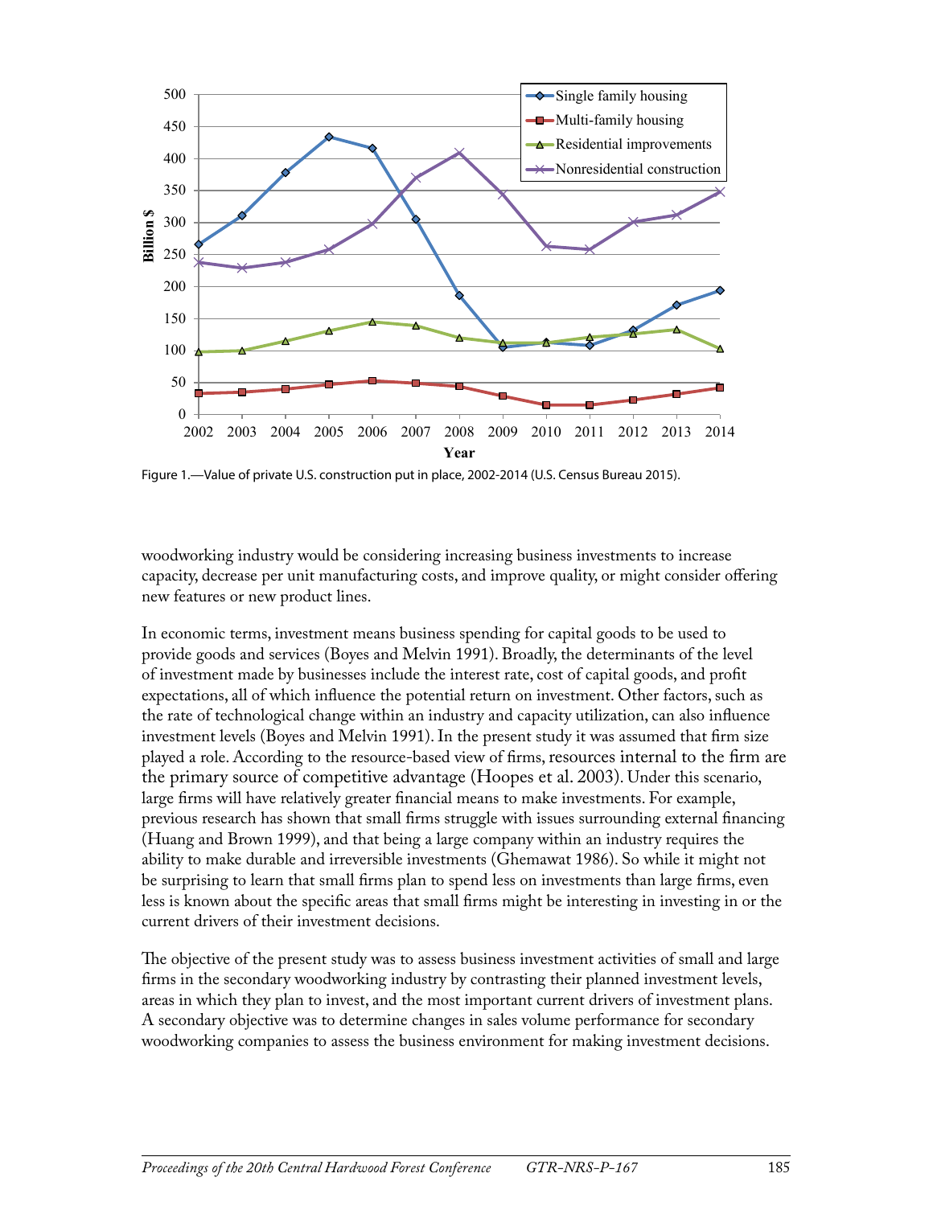Figure 1.—Value of private U.S. construction put in place, 2002-2014 (U.S. Census Bureau 2015).

woodworking industry would be considering increasing business investments to increase capacity, decrease per unit manufacturing costs, and improve quality, or might consider offering new features or new product lines.

In economic terms, investment means business spending for capital goods to be used to provide goods and services (Boyes and Melvin 1991). Broadly, the determinants of the level of investment made by businesses include the interest rate, cost of capital goods, and profit expectations, all of which influence the potential return on investment. Other factors, such as the rate of technological change within an industry and capacity utilization, can also influence investment levels (Boyes and Melvin 1991). In the present study it was assumed that firm size played a role. According to the resource-based view of firms, resources internal to the firm are the primary source of competitive advantage (Hoopes et al. 2003). Under this scenario, large firms will have relatively greater financial means to make investments. For example, previous research has shown that small firms struggle with issues surrounding external financing (Huang and Brown 1999), and that being a large company within an industry requires the ability to make durable and irreversible investments (Ghemawat 1986). So while it might not be surprising to learn that small firms plan to spend less on investments than large firms, even less is known about the specific areas that small firms might be interesting in investing in or the current drivers of their investment decisions.

The objective of the present study was to assess business investment activities of small and large firms in the secondary woodworking industry by contrasting their planned investment levels, areas in which they plan to invest, and the most important current drivers of investment plans. A secondary objective was to determine changes in sales volume performance for secondary woodworking companies to assess the business environment for making investment decisions.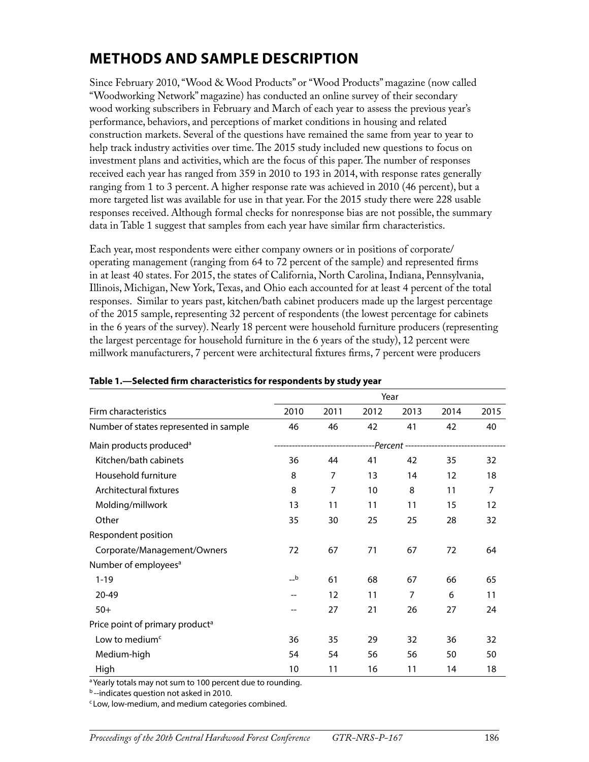## METHODS AND SAMPLE DESCRIPTION

Since February 2010, "Wood & Wood Products" or "Wood Products" magazine (now called "Woodworking Network" magazine) has conducted an online survey of their secondary wood working subscribers in February and March of each year to assess the previous year's performance, behaviors, and perceptions of market conditions in housing and related construction markets. Several of the questions have remained the same from year to year to help track industry activities over time. The 2015 study included new questions to focus on investment plans and activities, which are the focus of this paper. The number of responses received each year has ranged from 359 in 2010 to 193 in 2014, with response rates generally ranging from 1 to 3 percent. A higher response rate was achieved in 2010 (46 percent), but a more targeted list was available for use in that year. For the 2015 study there were 228 usable responses received. Although formal checks for nonresponse bias are not possible, the summary data in Table 1 suggest that samples from each year have similar firm characteristics.

Each year, most respondents were either company owners or in positions of corporate/operating management (ranging from 64 to 72 percent of the sample) and represented firms in at least 40 states. For 2015, the states of California, North Carolina, Indiana, Pennsylvania, Illinois, Michigan, New York, Texas, and Ohio each accounted for at least 4 percent of the total responses. Similar to years past, kitchen/bath cabinet producers made up the largest percentage of the 2015 sample, representing 32 percent of respondents (the lowest percentage for cabinets in the 6 years of the survey). Nearly 18 percent were household furniture producers (representing the largest percentage for household furniture in the 6 years of the study), 12 percent were millwork manufacturers, 7 percent were architectural fixtures firms, 7 percent were producers

**Table 1.—Selected firm characteristics for respondents by study year**

| Firm characteristics | Year | | | | | |
|---|---|---|---|---|---|---|
| | 2010 | 2011 | 2012 | 2013 | 2014 | 2015 |
| Number of states represented in sample | 46 | 46 | 42 | 41 | 42 | 40 |
| Main products produced[a] | *Percent* | | | | | |
| Kitchen/bath cabinets | 36 | 44 | 41 | 42 | 35 | 32 |
| Household furniture | 8 | 7 | 13 | 14 | 12 | 18 |
| Architectural fixtures | 8 | 7 | 10 | 8 | 11 | 7 |
| Molding/millwork | 13 | 11 | 11 | 11 | 15 | 12 |
| Other | 35 | 30 | 25 | 25 | 28 | 32 |
| Respondent position | | | | | | |
| Corporate/Management/Owners | 72 | 67 | 71 | 67 | 72 | 64 |
| Number of employees[a] | | | | | | |
| 1-19 | --[b] | 61 | 68 | 67 | 66 | 65 |
| 20-49 | -- | 12 | 11 | 7 | 6 | 11 |
| 50+ | -- | 27 | 21 | 26 | 27 | 24 |
| Price point of primary product[a] | | | | | | |
| Low to medium[c] | 36 | 35 | 29 | 32 | 36 | 32 |
| Medium-high | 54 | 54 | 56 | 56 | 50 | 50 |
| High | 10 | 11 | 16 | 11 | 14 | 18 |

[a] Yearly totals may not sum to 100 percent due to rounding.

[b] --indicates question not asked in 2010.

[c] Low, low-medium, and medium categories combined.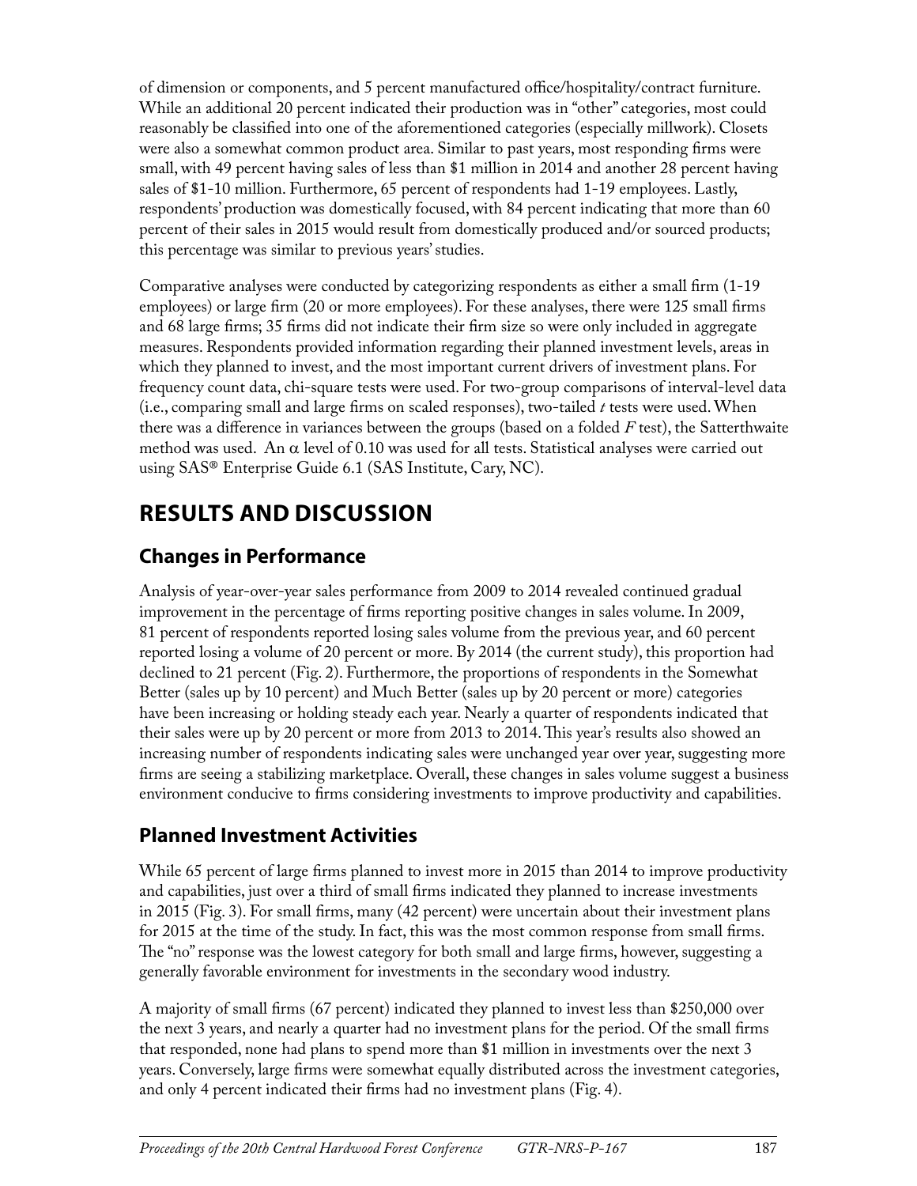of dimension or components, and 5 percent manufactured office/hospitality/contract furniture. While an additional 20 percent indicated their production was in "other" categories, most could reasonably be classified into one of the aforementioned categories (especially millwork). Closets were also a somewhat common product area. Similar to past years, most responding firms were small, with 49 percent having sales of less than $1 million in 2014 and another 28 percent having sales of $1-10 million. Furthermore, 65 percent of respondents had 1-19 employees. Lastly, respondents' production was domestically focused, with 84 percent indicating that more than 60 percent of their sales in 2015 would result from domestically produced and/or sourced products; this percentage was similar to previous years' studies.

Comparative analyses were conducted by categorizing respondents as either a small firm (1-19 employees) or large firm (20 or more employees). For these analyses, there were 125 small firms and 68 large firms; 35 firms did not indicate their firm size so were only included in aggregate measures. Respondents provided information regarding their planned investment levels, areas in which they planned to invest, and the most important current drivers of investment plans. For frequency count data, chi-square tests were used. For two-group comparisons of interval-level data (i.e., comparing small and large firms on scaled responses), two-tailed $t$ tests were used. When there was a difference in variances between the groups (based on a folded $F$ test), the Satterthwaite method was used. An $\alpha$ level of 0.10 was used for all tests. Statistical analyses were carried out using SAS® Enterprise Guide 6.1 (SAS Institute, Cary, NC).

# RESULTS AND DISCUSSION

## Changes in Performance

Analysis of year-over-year sales performance from 2009 to 2014 revealed continued gradual improvement in the percentage of firms reporting positive changes in sales volume. In 2009, 81 percent of respondents reported losing sales volume from the previous year, and 60 percent reported losing a volume of 20 percent or more. By 2014 (the current study), this proportion had declined to 21 percent (Fig. 2). Furthermore, the proportions of respondents in the Somewhat Better (sales up by 10 percent) and Much Better (sales up by 20 percent or more) categories have been increasing or holding steady each year. Nearly a quarter of respondents indicated that their sales were up by 20 percent or more from 2013 to 2014. This year's results also showed an increasing number of respondents indicating sales were unchanged year over year, suggesting more firms are seeing a stabilizing marketplace. Overall, these changes in sales volume suggest a business environment conducive to firms considering investments to improve productivity and capabilities.

## Planned Investment Activities

While 65 percent of large firms planned to invest more in 2015 than 2014 to improve productivity and capabilities, just over a third of small firms indicated they planned to increase investments in 2015 (Fig. 3). For small firms, many (42 percent) were uncertain about their investment plans for 2015 at the time of the study. In fact, this was the most common response from small firms. The "no" response was the lowest category for both small and large firms, however, suggesting a generally favorable environment for investments in the secondary wood industry.

A majority of small firms (67 percent) indicated they planned to invest less than $250,000 over the next 3 years, and nearly a quarter had no investment plans for the period. Of the small firms that responded, none had plans to spend more than $1 million in investments over the next 3 years. Conversely, large firms were somewhat equally distributed across the investment categories, and only 4 percent indicated their firms had no investment plans (Fig. 4).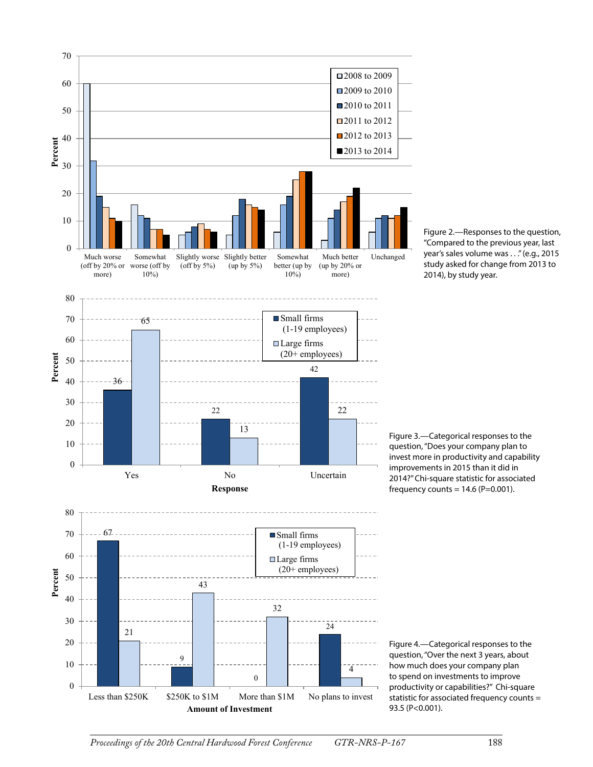Figure 2.—Responses to the question, "Compared to the previous year, last year's sales volume was . . ." (e.g., 2015 study asked for change from 2013 to 2014), by study year.

Figure 3.—Categorical responses to the question, "Does your company plan to invest more in productivity and capability improvements in 2015 than it did in 2014?" Chi-square statistic for associated frequency counts = 14.6 (P=0.001).

Figure 4.—Categorical responses to the question, "Over the next 3 years, about how much does your company plan to spend on investments to improve productivity or capabilities?" Chi-square statistic for associated frequency counts = 93.5 (P<0.001).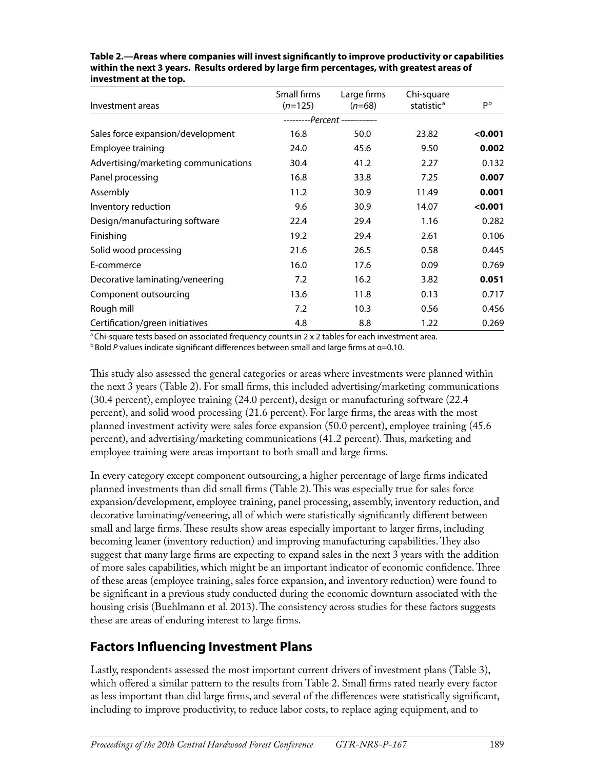**Table 2.—Areas where companies will invest significantly to improve productivity or capabilities within the next 3 years. Results ordered by large firm percentages, with greatest areas of investment at the top.**

| Investment areas | Small firms (*n*=125) | Large firms (*n*=68) | Chi-square statistic[a] | P[b] |
|---|---|---|---|---|
| | ---------*Percent* ------------ | | | |
| Sales force expansion/development | 16.8 | 50.0 | 23.82 | **<0.001** |
| Employee training | 24.0 | 45.6 | 9.50 | **0.002** |
| Advertising/marketing communications | 30.4 | 41.2 | 2.27 | 0.132 |
| Panel processing | 16.8 | 33.8 | 7.25 | **0.007** |
| Assembly | 11.2 | 30.9 | 11.49 | **0.001** |
| Inventory reduction | 9.6 | 30.9 | 14.07 | **<0.001** |
| Design/manufacturing software | 22.4 | 29.4 | 1.16 | 0.282 |
| Finishing | 19.2 | 29.4 | 2.61 | 0.106 |
| Solid wood processing | 21.6 | 26.5 | 0.58 | 0.445 |
| E-commerce | 16.0 | 17.6 | 0.09 | 0.769 |
| Decorative laminating/veneering | 7.2 | 16.2 | 3.82 | **0.051** |
| Component outsourcing | 13.6 | 11.8 | 0.13 | 0.717 |
| Rough mill | 7.2 | 10.3 | 0.56 | 0.456 |
| Certification/green initiatives | 4.8 | 8.8 | 1.22 | 0.269 |

[a] Chi-square tests based on associated frequency counts in 2 x 2 tables for each investment area.
[b] Bold *P* values indicate significant differences between small and large firms at $\alpha$=0.10.

This study also assessed the general categories or areas where investments were planned within the next 3 years (Table 2). For small firms, this included advertising/marketing communications (30.4 percent), employee training (24.0 percent), design or manufacturing software (22.4 percent), and solid wood processing (21.6 percent). For large firms, the areas with the most planned investment activity were sales force expansion (50.0 percent), employee training (45.6 percent), and advertising/marketing communications (41.2 percent). Thus, marketing and employee training were areas important to both small and large firms.

In every category except component outsourcing, a higher percentage of large firms indicated planned investments than did small firms (Table 2). This was especially true for sales force expansion/development, employee training, panel processing, assembly, inventory reduction, and decorative laminating/veneering, all of which were statistically significantly different between small and large firms. These results show areas especially important to larger firms, including becoming leaner (inventory reduction) and improving manufacturing capabilities. They also suggest that many large firms are expecting to expand sales in the next 3 years with the addition of more sales capabilities, which might be an important indicator of economic confidence. Three of these areas (employee training, sales force expansion, and inventory reduction) were found to be significant in a previous study conducted during the economic downturn associated with the housing crisis (Buehlmann et al. 2013). The consistency across studies for these factors suggests these are areas of enduring interest to large firms.

## Factors Influencing Investment Plans

Lastly, respondents assessed the most important current drivers of investment plans (Table 3), which offered a similar pattern to the results from Table 2. Small firms rated nearly every factor as less important than did large firms, and several of the differences were statistically significant, including to improve productivity, to reduce labor costs, to replace aging equipment, and to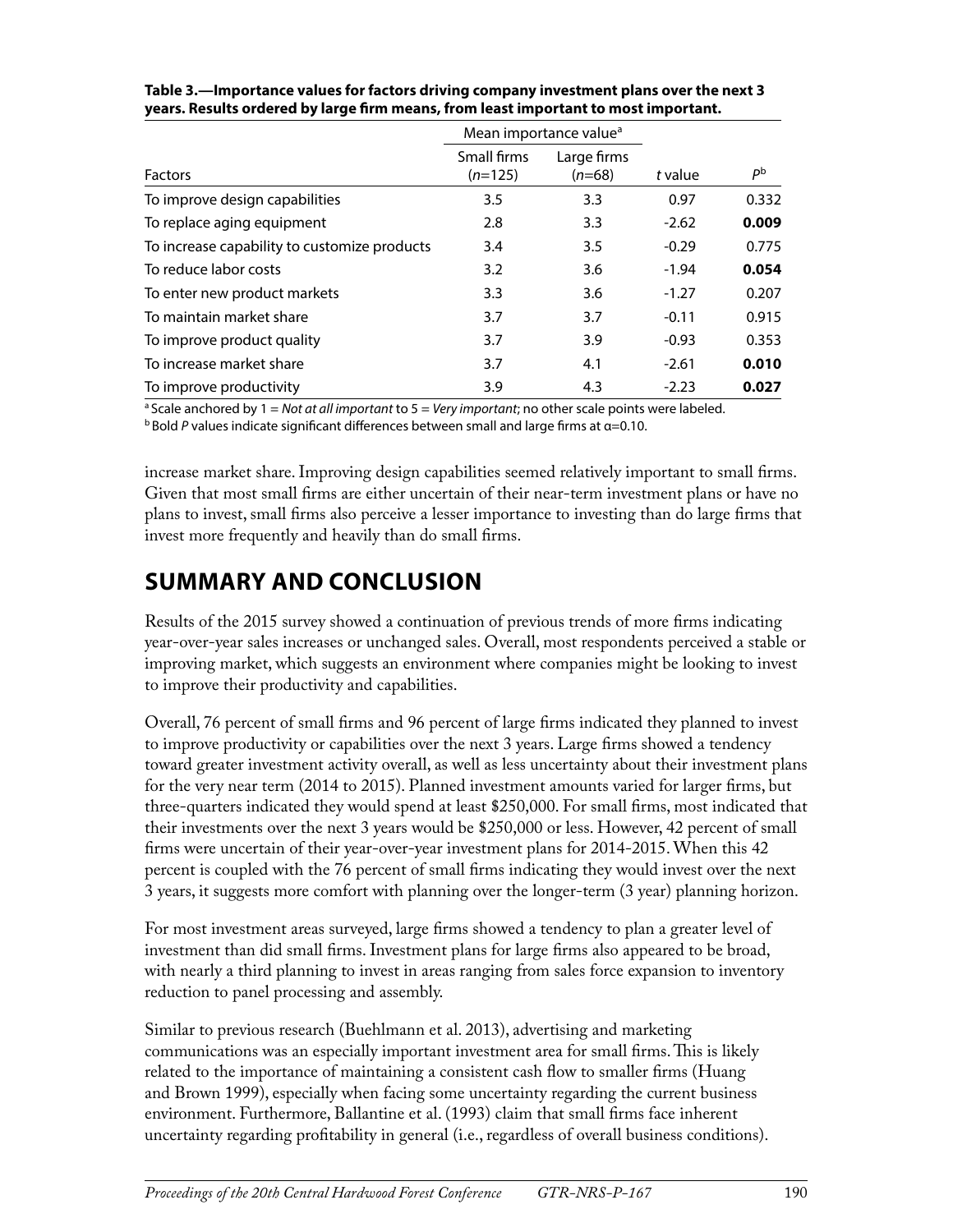**Table 3.—Importance values for factors driving company investment plans over the next 3 years. Results ordered by large firm means, from least important to most important.**

| | Mean importance value[a] | | | |
|---|---|---|---|---|
| Factors | Small firms (*n*=125) | Large firms (*n*=68) | *t* value | *P*[b] |
| To improve design capabilities | 3.5 | 3.3 | 0.97 | 0.332 |
| To replace aging equipment | 2.8 | 3.3 | -2.62 | **0.009** |
| To increase capability to customize products | 3.4 | 3.5 | -0.29 | 0.775 |
| To reduce labor costs | 3.2 | 3.6 | -1.94 | **0.054** |
| To enter new product markets | 3.3 | 3.6 | -1.27 | 0.207 |
| To maintain market share | 3.7 | 3.7 | -0.11 | 0.915 |
| To improve product quality | 3.7 | 3.9 | -0.93 | 0.353 |
| To increase market share | 3.7 | 4.1 | -2.61 | **0.010** |
| To improve productivity | 3.9 | 4.3 | -2.23 | **0.027** |

[a] Scale anchored by 1 = *Not at all important* to 5 = *Very important;* no other scale points were labeled.
[b] Bold *P* values indicate significant differences between small and large firms at α=0.10.

increase market share. Improving design capabilities seemed relatively important to small firms. Given that most small firms are either uncertain of their near-term investment plans or have no plans to invest, small firms also perceive a lesser importance to investing than do large firms that invest more frequently and heavily than do small firms.

## SUMMARY AND CONCLUSION

Results of the 2015 survey showed a continuation of previous trends of more firms indicating year-over-year sales increases or unchanged sales. Overall, most respondents perceived a stable or improving market, which suggests an environment where companies might be looking to invest to improve their productivity and capabilities.

Overall, 76 percent of small firms and 96 percent of large firms indicated they planned to invest to improve productivity or capabilities over the next 3 years. Large firms showed a tendency toward greater investment activity overall, as well as less uncertainty about their investment plans for the very near term (2014 to 2015). Planned investment amounts varied for larger firms, but three-quarters indicated they would spend at least $250,000. For small firms, most indicated that their investments over the next 3 years would be $250,000 or less. However, 42 percent of small firms were uncertain of their year-over-year investment plans for 2014-2015. When this 42 percent is coupled with the 76 percent of small firms indicating they would invest over the next 3 years, it suggests more comfort with planning over the longer-term (3 year) planning horizon.

For most investment areas surveyed, large firms showed a tendency to plan a greater level of investment than did small firms. Investment plans for large firms also appeared to be broad, with nearly a third planning to invest in areas ranging from sales force expansion to inventory reduction to panel processing and assembly.

Similar to previous research (Buehlmann et al. 2013), advertising and marketing communications was an especially important investment area for small firms. This is likely related to the importance of maintaining a consistent cash flow to smaller firms (Huang and Brown 1999), especially when facing some uncertainty regarding the current business environment. Furthermore, Ballantine et al. (1993) claim that small firms face inherent uncertainty regarding profitability in general (i.e., regardless of overall business conditions).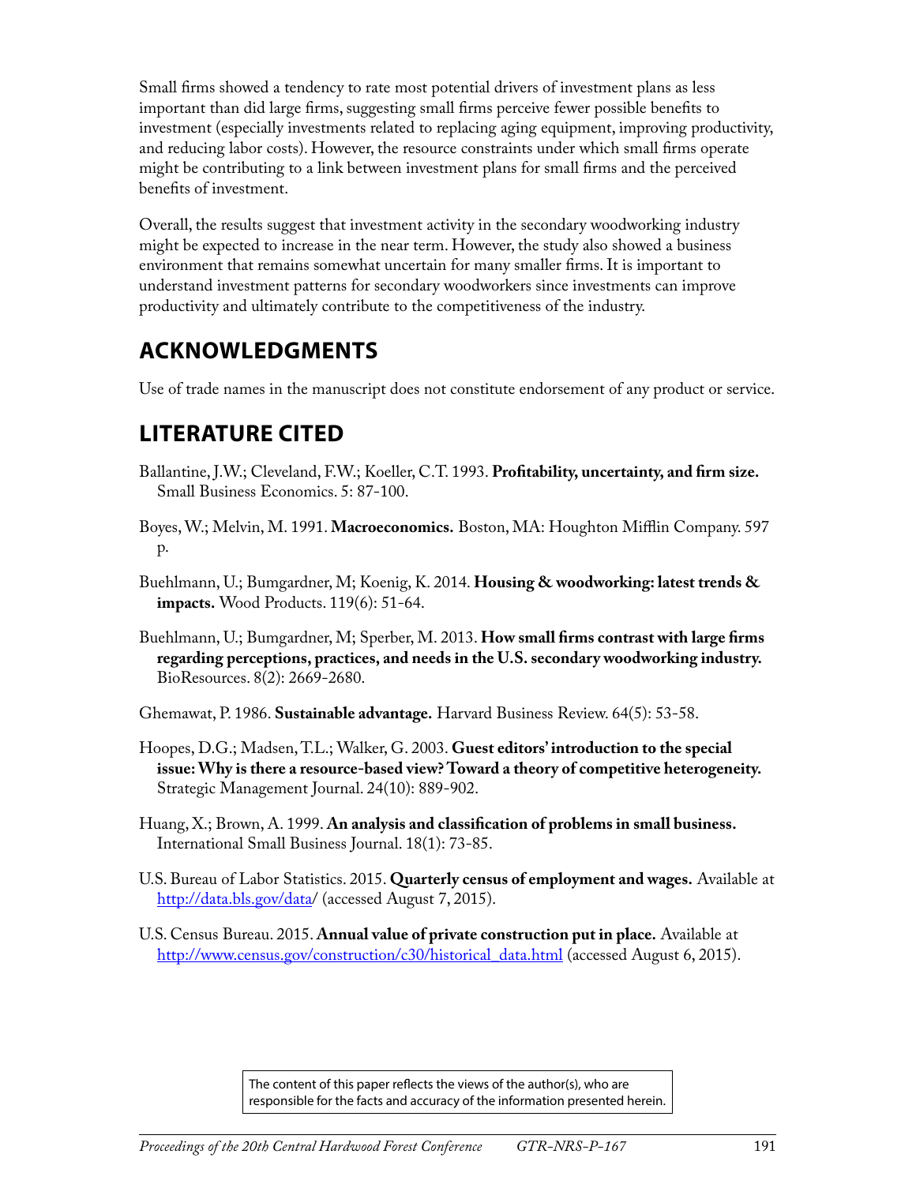Small firms showed a tendency to rate most potential drivers of investment plans as less important than did large firms, suggesting small firms perceive fewer possible benefits to investment (especially investments related to replacing aging equipment, improving productivity, and reducing labor costs). However, the resource constraints under which small firms operate might be contributing to a link between investment plans for small firms and the perceived benefits of investment.

Overall, the results suggest that investment activity in the secondary woodworking industry might be expected to increase in the near term. However, the study also showed a business environment that remains somewhat uncertain for many smaller firms. It is important to understand investment patterns for secondary woodworkers since investments can improve productivity and ultimately contribute to the competitiveness of the industry.

## ACKNOWLEDGMENTS

Use of trade names in the manuscript does not constitute endorsement of any product or service.

## LITERATURE CITED

Ballantine, J.W.; Cleveland, F.W.; Koeller, C.T. 1993. **Profitability, uncertainty, and firm size.** Small Business Economics. 5: 87-100.

Boyes, W.; Melvin, M. 1991. **Macroeconomics.** Boston, MA: Houghton Mifflin Company. 597 p.

Buehlmann, U.; Bumgardner, M; Koenig, K. 2014. **Housing & woodworking: latest trends & impacts.** Wood Products. 119(6): 51-64.

Buehlmann, U.; Bumgardner, M; Sperber, M. 2013. **How small firms contrast with large firms regarding perceptions, practices, and needs in the U.S. secondary woodworking industry.** BioResources. 8(2): 2669-2680.

Ghemawat, P. 1986. **Sustainable advantage.** Harvard Business Review. 64(5): 53-58.

Hoopes, D.G.; Madsen, T.L.; Walker, G. 2003. **Guest editors' introduction to the special issue: Why is there a resource-based view? Toward a theory of competitive heterogeneity.** Strategic Management Journal. 24(10): 889-902.

Huang, X.; Brown, A. 1999. **An analysis and classification of problems in small business.** International Small Business Journal. 18(1): 73-85.

U.S. Bureau of Labor Statistics. 2015. **Quarterly census of employment and wages.** Available at http://data.bls.gov/data/ (accessed August 7, 2015).

U.S. Census Bureau. 2015. **Annual value of private construction put in place.** Available at http://www.census.gov/construction/c30/historical_data.html (accessed August 6, 2015).

The content of this paper reflects the views of the author(s), who are responsible for the facts and accuracy of the information presented herein.